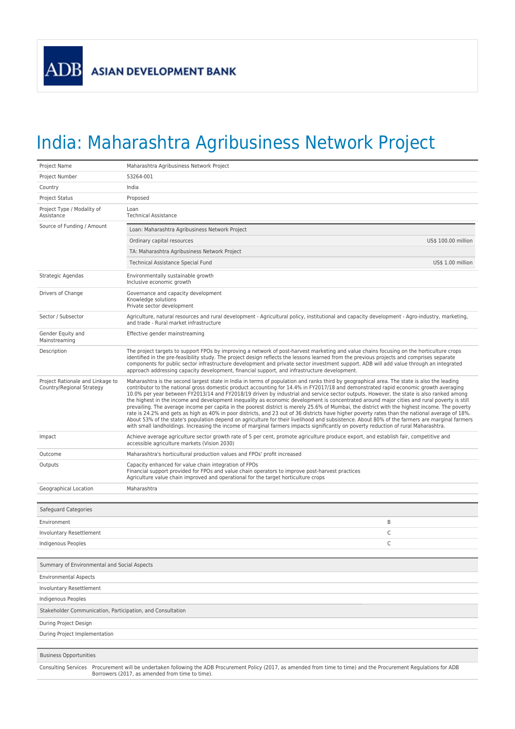ADB ASIAN DEVELOPMENT BANK

# India: Maharashtra Agribusiness Network Project

| | |
|---|---|
| Project Name | Maharashtra Agribusiness Network Project |
| Project Number | 53264-001 |
| Country | India |
| Project Status | Proposed |
| Project Type / Modality of Assistance | Loan<br>Technical Assistance |
| Source of Funding / Amount | Loan: Maharashtra Agribusiness Network Project<br>Ordinary capital resources — US$ 100.00 million<br>TA: Maharashtra Agribusiness Network Project<br>Technical Assistance Special Fund — US$ 1.00 million |
| Strategic Agendas | Environmentally sustainable growth<br>Inclusive economic growth |
| Drivers of Change | Governance and capacity development<br>Knowledge solutions<br>Private sector development |
| Sector / Subsector | Agriculture, natural resources and rural development - Agricultural policy, institutional and capacity development - Agro-industry, marketing, and trade - Rural market infrastructure |
| Gender Equity and Mainstreaming | Effective gender mainstreaming |
| Description | The project targets to support FPOs by improving a network of post-harvest marketing and value chains focusing on the horticulture crops identified in the pre-feasibility study. The project design reflects the lessons learned from the previous projects and comprises separate components for public sector infrastructure development and private sector investment support. ADB will add value through an integrated approach addressing capacity development, financial support, and infrastructure development. |
| Project Rationale and Linkage to Country/Regional Strategy | Maharashtra is the second largest state in India in terms of population and ranks third by geographical area. The state is also the leading contributor to the national gross domestic product accounting for 14.4% in FY2017/18 and demonstrated rapid economic growth averaging 10.0% per year between FY2013/14 and FY2018/19 driven by industrial and service sector outputs. However, the state is also ranked among the highest in the income and development inequality as economic development is concentrated around major cities and rural poverty is still prevailing. The average income per capita in the poorest district is merely 25.6% of Mumbai, the district with the highest income. The poverty rate is 24.2% and gets as high as 40% in poor districts, and 23 out of 36 districts have higher poverty rates than the national average of 18%. About 53% of the state's population depend on agriculture for their livelihood and subsistence. About 80% of the farmers are marginal farmers with small landholdings. Increasing the income of marginal farmers impacts significantly on poverty reduction of rural Maharashtra. |
| Impact | Achieve average agriculture sector growth rate of 5 per cent, promote agriculture produce export, and establish fair, competitive and accessible agriculture markets (Vision 2030) |
| Outcome | Maharashtra's horticultural production values and FPOs' profit increased |
| Outputs | Capacity enhanced for value chain integration of FPOs<br>Financial support provided for FPOs and value chain operators to improve post-harvest practices<br>Agriculture value chain improved and operational for the target horticulture crops |
| Geographical Location | Maharashtra |

| Safeguard Categories | |
|---|---|
| Environment | B |
| Involuntary Resettlement | C |
| Indigenous Peoples | C |

| Summary of Environmental and Social Aspects |
|---|
| Environmental Aspects |
| Involuntary Resettlement |
| Indigenous Peoples |
| **Stakeholder Communication, Participation, and Consultation** |
| During Project Design |
| During Project Implementation |

| Business Opportunities | |
|---|---|
| Consulting Services | Procurement will be undertaken following the ADB Procurement Policy (2017, as amended from time to time) and the Procurement Regulations for ADB Borrowers (2017, as amended from time to time). |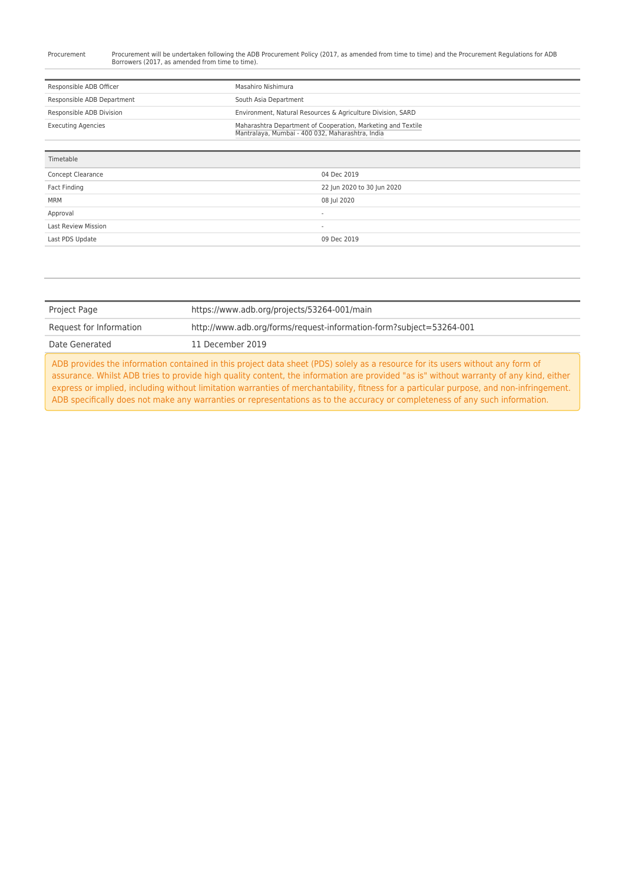| | |
|---|---|
| Procurement | Procurement will be undertaken following the ADB Procurement Policy (2017, as amended from time to time) and the Procurement Regulations for ADB Borrowers (2017, as amended from time to time). |

| | |
|---|---|
| Responsible ADB Officer | Masahiro Nishimura |
| Responsible ADB Department | South Asia Department |
| Responsible ADB Division | Environment, Natural Resources & Agriculture Division, SARD |
| Executing Agencies | Maharashtra Department of Cooperation, Marketing and Textile<br>Mantralaya, Mumbai - 400 032, Maharashtra, India |

| Timetable | |
|---|---|
| Concept Clearance | 04 Dec 2019 |
| Fact Finding | 22 Jun 2020 to 30 Jun 2020 |
| MRM | 08 Jul 2020 |
| Approval | - |
| Last Review Mission | - |
| Last PDS Update | 09 Dec 2019 |

| | |
|---|---|
| Project Page | https://www.adb.org/projects/53264-001/main |
| Request for Information | http://www.adb.org/forms/request-information-form?subject=53264-001 |
| Date Generated | 11 December 2019 |

ADB provides the information contained in this project data sheet (PDS) solely as a resource for its users without any form of assurance. Whilst ADB tries to provide high quality content, the information are provided "as is" without warranty of any kind, either express or implied, including without limitation warranties of merchantability, fitness for a particular purpose, and non-infringement. ADB specifically does not make any warranties or representations as to the accuracy or completeness of any such information.